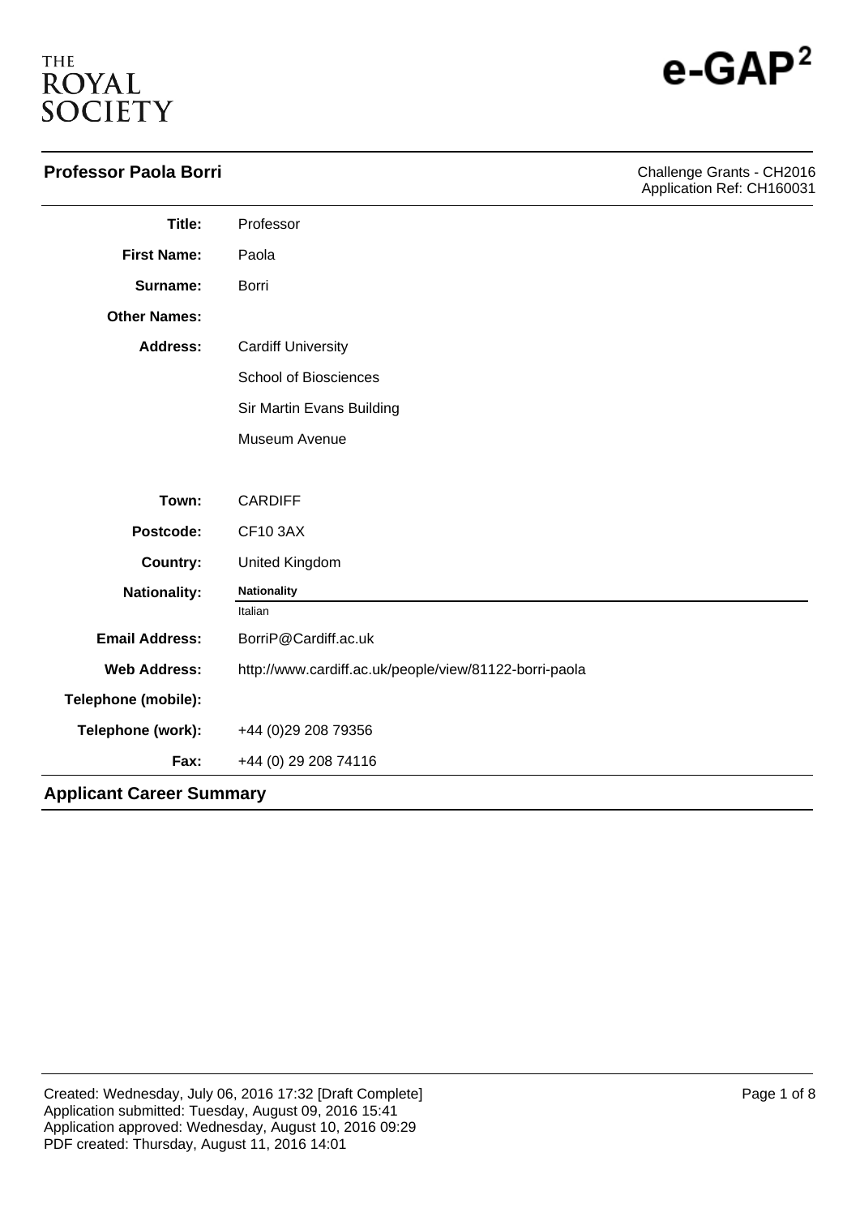THE ROYAL SOCIETY

e-GAP²

**Professor Paola Borri**

Challenge Grants - CH2016
Application Ref: CH160031

| | |
|---|---|
| **Title:** | Professor |
| **First Name:** | Paola |
| **Surname:** | Borri |
| **Other Names:** | |
| **Address:** | Cardiff University |
| | School of Biosciences |
| | Sir Martin Evans Building |
| | Museum Avenue |
| | |
| **Town:** | CARDIFF |
| **Postcode:** | CF10 3AX |
| **Country:** | United Kingdom |
| **Nationality:** | **Nationality** |
| | Italian |
| **Email Address:** | BorriP@Cardiff.ac.uk |
| **Web Address:** | http://www.cardiff.ac.uk/people/view/81122-borri-paola |
| **Telephone (mobile):** | |
| **Telephone (work):** | +44 (0)29 208 79356 |
| **Fax:** | +44 (0) 29 208 74116 |

## Applicant Career Summary

Created: Wednesday, July 06, 2016 17:32 [Draft Complete]
Application submitted: Tuesday, August 09, 2016 15:41
Application approved: Wednesday, August 10, 2016 09:29
PDF created: Thursday, August 11, 2016 14:01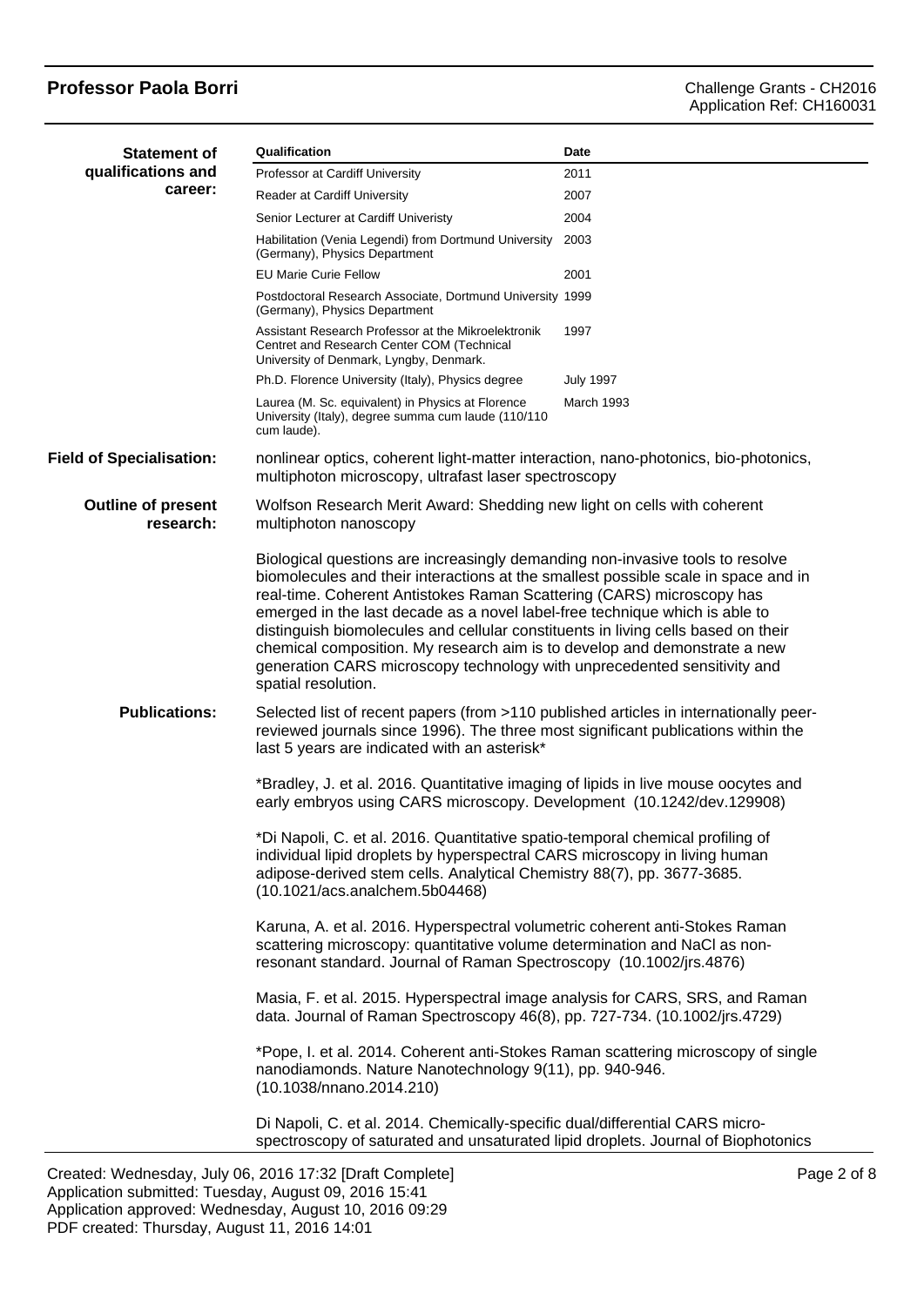**Statement of qualifications and career:**

| Qualification | Date |
|---|---|
| Professor at Cardiff University | 2011 |
| Reader at Cardiff University | 2007 |
| Senior Lecturer at Cardiff Univeristy | 2004 |
| Habilitation (Venia Legendi) from Dortmund University (Germany), Physics Department | 2003 |
| EU Marie Curie Fellow | 2001 |
| Postdoctoral Research Associate, Dortmund University (Germany), Physics Department | 1999 |
| Assistant Research Professor at the Mikroelektronik Centret and Research Center COM (Technical University of Denmark, Lyngby, Denmark. | 1997 |
| Ph.D. Florence University (Italy), Physics degree | July 1997 |
| Laurea (M. Sc. equivalent) in Physics at Florence University (Italy), degree summa cum laude (110/110 cum laude). | March 1993 |

**Field of Specialisation:** nonlinear optics, coherent light-matter interaction, nano-photonics, bio-photonics, multiphoton microscopy, ultrafast laser spectroscopy

**Outline of present research:** Wolfson Research Merit Award: Shedding new light on cells with coherent multiphoton nanoscopy

Biological questions are increasingly demanding non-invasive tools to resolve biomolecules and their interactions at the smallest possible scale in space and in real-time. Coherent Antistokes Raman Scattering (CARS) microscopy has emerged in the last decade as a novel label-free technique which is able to distinguish biomolecules and cellular constituents in living cells based on their chemical composition. My research aim is to develop and demonstrate a new generation CARS microscopy technology with unprecedented sensitivity and spatial resolution.

**Publications:** Selected list of recent papers (from >110 published articles in internationally peer-reviewed journals since 1996). The three most significant publications within the last 5 years are indicated with an asterisk*

*Bradley, J. et al. 2016. Quantitative imaging of lipids in live mouse oocytes and early embryos using CARS microscopy. Development (10.1242/dev.129908)

*Di Napoli, C. et al. 2016. Quantitative spatio-temporal chemical profiling of individual lipid droplets by hyperspectral CARS microscopy in living human adipose-derived stem cells. Analytical Chemistry 88(7), pp. 3677-3685. (10.1021/acs.analchem.5b04468)

Karuna, A. et al. 2016. Hyperspectral volumetric coherent anti-Stokes Raman scattering microscopy: quantitative volume determination and NaCl as non-resonant standard. Journal of Raman Spectroscopy (10.1002/jrs.4876)

Masia, F. et al. 2015. Hyperspectral image analysis for CARS, SRS, and Raman data. Journal of Raman Spectroscopy 46(8), pp. 727-734. (10.1002/jrs.4729)

*Pope, I. et al. 2014. Coherent anti-Stokes Raman scattering microscopy of single nanodiamonds. Nature Nanotechnology 9(11), pp. 940-946. (10.1038/nnano.2014.210)

Di Napoli, C. et al. 2014. Chemically-specific dual/differential CARS micro-spectroscopy of saturated and unsaturated lipid droplets. Journal of Biophotonics

Created: Wednesday, July 06, 2016 17:32 [Draft Complete]
Application submitted: Tuesday, August 09, 2016 15:41
Application approved: Wednesday, August 10, 2016 09:29
PDF created: Thursday, August 11, 2016 14:01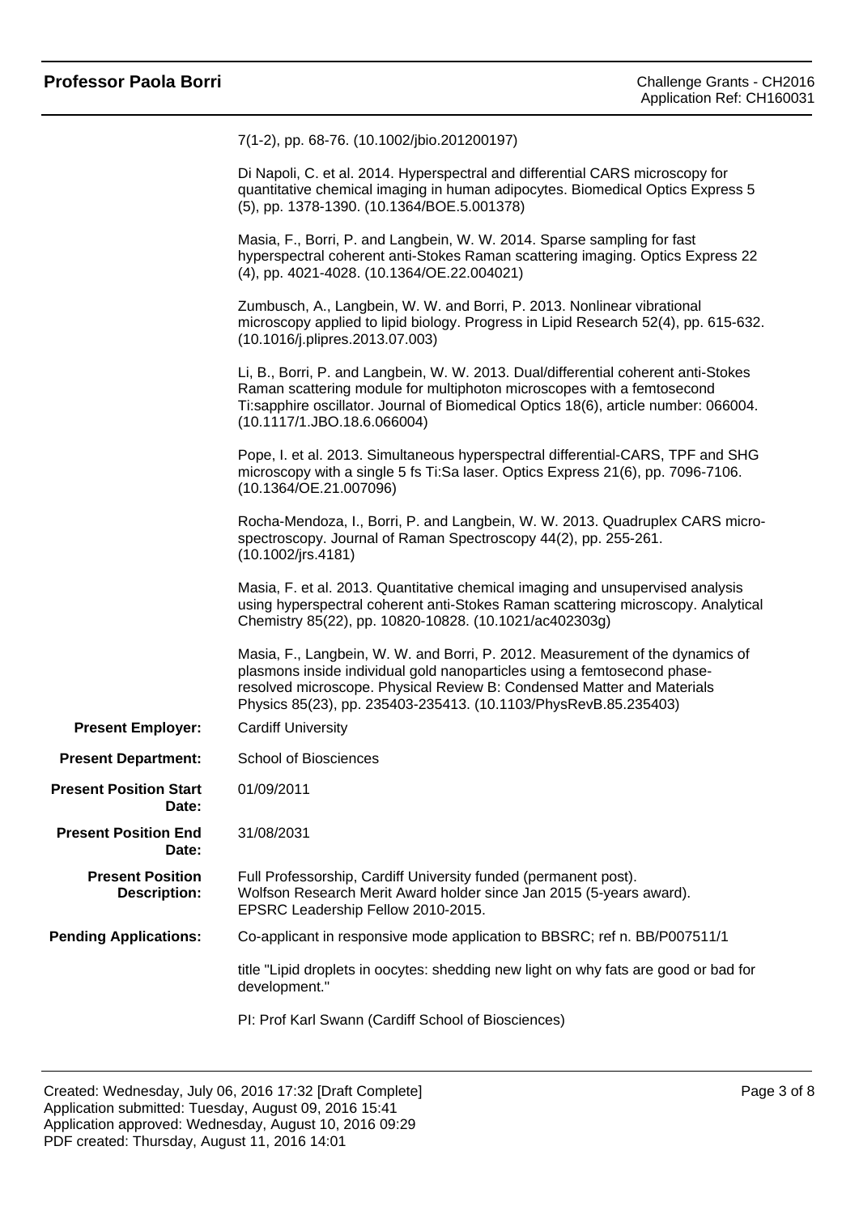7(1-2), pp. 68-76. (10.1002/jbio.201200197)

Di Napoli, C. et al. 2014. Hyperspectral and differential CARS microscopy for quantitative chemical imaging in human adipocytes. Biomedical Optics Express 5 (5), pp. 1378-1390. (10.1364/BOE.5.001378)

Masia, F., Borri, P. and Langbein, W. W. 2014. Sparse sampling for fast hyperspectral coherent anti-Stokes Raman scattering imaging. Optics Express 22 (4), pp. 4021-4028. (10.1364/OE.22.004021)

Zumbusch, A., Langbein, W. W. and Borri, P. 2013. Nonlinear vibrational microscopy applied to lipid biology. Progress in Lipid Research 52(4), pp. 615-632. (10.1016/j.plipres.2013.07.003)

Li, B., Borri, P. and Langbein, W. W. 2013. Dual/differential coherent anti-Stokes Raman scattering module for multiphoton microscopes with a femtosecond Ti:sapphire oscillator. Journal of Biomedical Optics 18(6), article number: 066004. (10.1117/1.JBO.18.6.066004)

Pope, I. et al. 2013. Simultaneous hyperspectral differential-CARS, TPF and SHG microscopy with a single 5 fs Ti:Sa laser. Optics Express 21(6), pp. 7096-7106. (10.1364/OE.21.007096)

Rocha-Mendoza, I., Borri, P. and Langbein, W. W. 2013. Quadruplex CARS micro-spectroscopy. Journal of Raman Spectroscopy 44(2), pp. 255-261. (10.1002/jrs.4181)

Masia, F. et al. 2013. Quantitative chemical imaging and unsupervised analysis using hyperspectral coherent anti-Stokes Raman scattering microscopy. Analytical Chemistry 85(22), pp. 10820-10828. (10.1021/ac402303g)

Masia, F., Langbein, W. W. and Borri, P. 2012. Measurement of the dynamics of plasmons inside individual gold nanoparticles using a femtosecond phase-resolved microscope. Physical Review B: Condensed Matter and Materials Physics 85(23), pp. 235403-235413. (10.1103/PhysRevB.85.235403)

**Present Employer:** Cardiff University

**Present Department:** School of Biosciences

**Present Position Start Date:** 01/09/2011

**Present Position End Date:** 31/08/2031

**Present Position Description:** Full Professorship, Cardiff University funded (permanent post).
Wolfson Research Merit Award holder since Jan 2015 (5-years award).
EPSRC Leadership Fellow 2010-2015.

**Pending Applications:** Co-applicant in responsive mode application to BBSRC; ref n. BB/P007511/1

title "Lipid droplets in oocytes: shedding new light on why fats are good or bad for development."

PI: Prof Karl Swann (Cardiff School of Biosciences)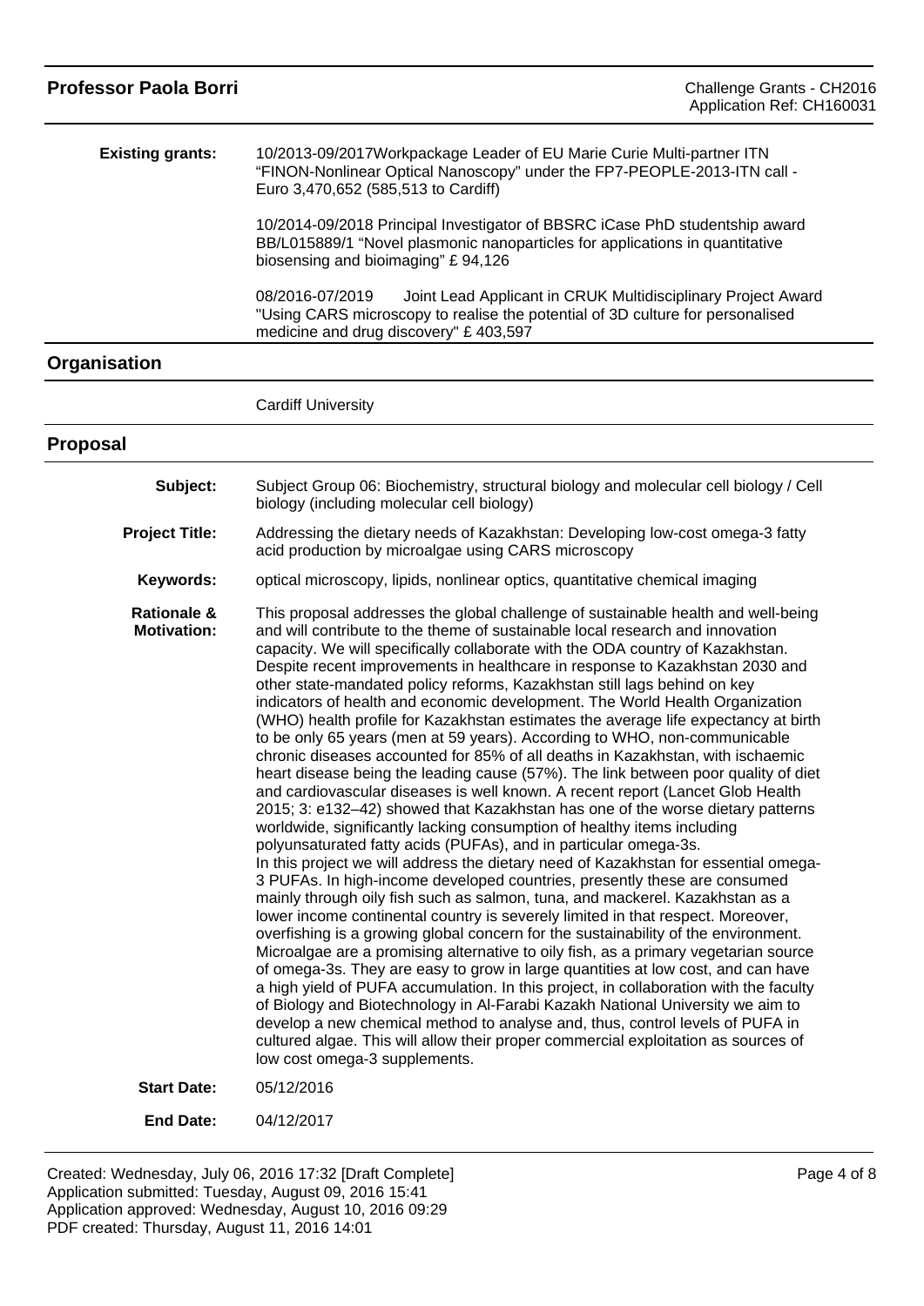**Existing grants:** 10/2013-09/2017Workpackage Leader of EU Marie Curie Multi-partner ITN "FINON-Nonlinear Optical Nanoscopy" under the FP7-PEOPLE-2013-ITN call - Euro 3,470,652 (585,513 to Cardiff)

10/2014-09/2018 Principal Investigator of BBSRC iCase PhD studentship award BB/L015889/1 "Novel plasmonic nanoparticles for applications in quantitative biosensing and bioimaging" £ 94,126

08/2016-07/2019 Joint Lead Applicant in CRUK Multidisciplinary Project Award "Using CARS microscopy to realise the potential of 3D culture for personalised medicine and drug discovery" £ 403,597

## Organisation

Cardiff University

## Proposal

**Subject:** Subject Group 06: Biochemistry, structural biology and molecular cell biology / Cell biology (including molecular cell biology)

**Project Title:** Addressing the dietary needs of Kazakhstan: Developing low-cost omega-3 fatty acid production by microalgae using CARS microscopy

**Keywords:** optical microscopy, lipids, nonlinear optics, quantitative chemical imaging

**Rationale & Motivation:** This proposal addresses the global challenge of sustainable health and well-being and will contribute to the theme of sustainable local research and innovation capacity. We will specifically collaborate with the ODA country of Kazakhstan. Despite recent improvements in healthcare in response to Kazakhstan 2030 and other state-mandated policy reforms, Kazakhstan still lags behind on key indicators of health and economic development. The World Health Organization (WHO) health profile for Kazakhstan estimates the average life expectancy at birth to be only 65 years (men at 59 years). According to WHO, non-communicable chronic diseases accounted for 85% of all deaths in Kazakhstan, with ischaemic heart disease being the leading cause (57%). The link between poor quality of diet and cardiovascular diseases is well known. A recent report (Lancet Glob Health 2015; 3: e132–42) showed that Kazakhstan has one of the worse dietary patterns worldwide, significantly lacking consumption of healthy items including polyunsaturated fatty acids (PUFAs), and in particular omega-3s.
In this project we will address the dietary need of Kazakhstan for essential omega-3 PUFAs. In high-income developed countries, presently these are consumed mainly through oily fish such as salmon, tuna, and mackerel. Kazakhstan as a lower income continental country is severely limited in that respect. Moreover, overfishing is a growing global concern for the sustainability of the environment. Microalgae are a promising alternative to oily fish, as a primary vegetarian source of omega-3s. They are easy to grow in large quantities at low cost, and can have a high yield of PUFA accumulation. In this project, in collaboration with the faculty of Biology and Biotechnology in Al-Farabi Kazakh National University we aim to develop a new chemical method to analyse and, thus, control levels of PUFA in cultured algae. This will allow their proper commercial exploitation as sources of low cost omega-3 supplements.

**Start Date:** 05/12/2016

**End Date:** 04/12/2017

Created: Wednesday, July 06, 2016 17:32 [Draft Complete]
Application submitted: Tuesday, August 09, 2016 15:41
Application approved: Wednesday, August 10, 2016 09:29
PDF created: Thursday, August 11, 2016 14:01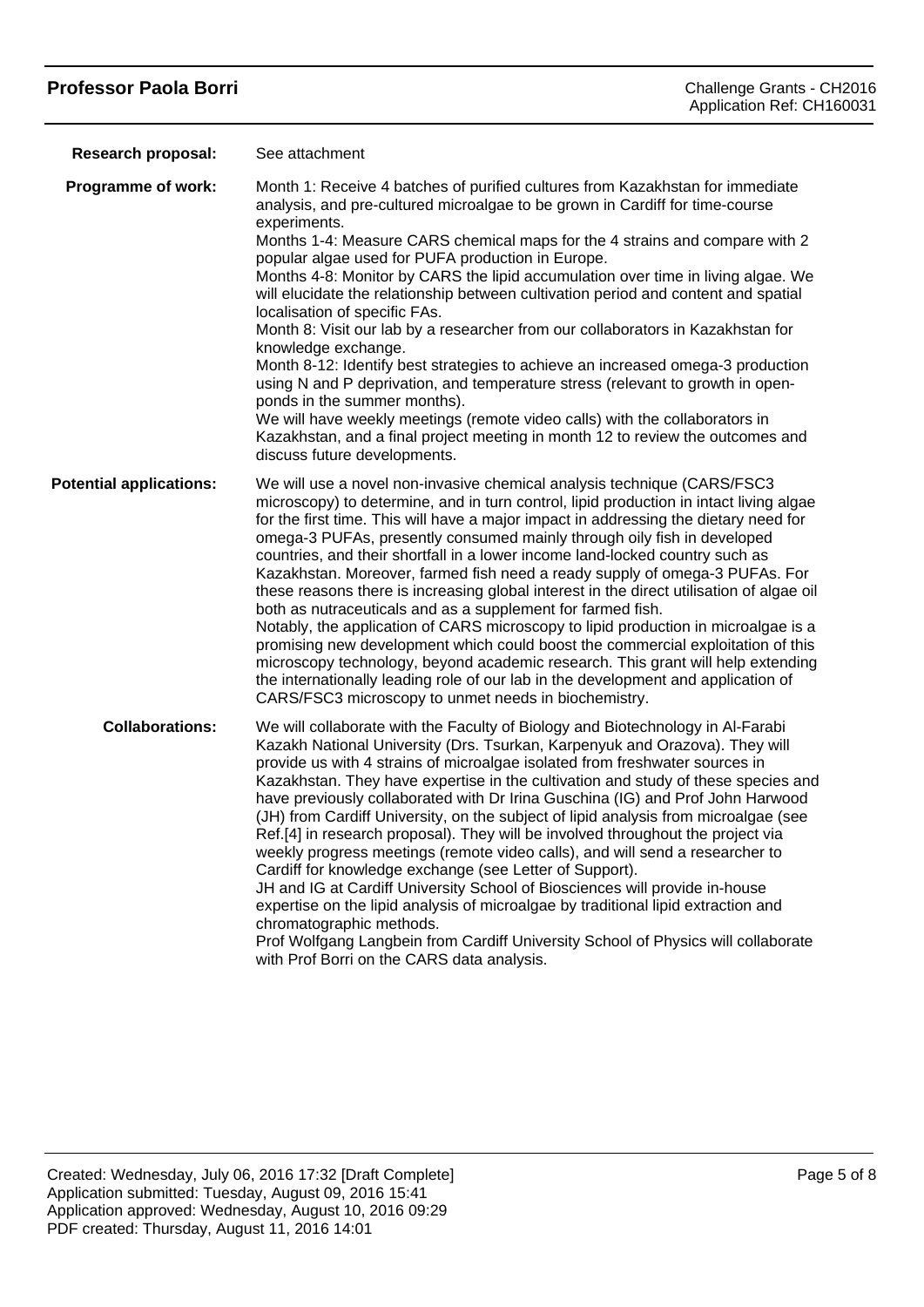**Research proposal:** See attachment

**Programme of work:** Month 1: Receive 4 batches of purified cultures from Kazakhstan for immediate analysis, and pre-cultured microalgae to be grown in Cardiff for time-course experiments.
Months 1-4: Measure CARS chemical maps for the 4 strains and compare with 2 popular algae used for PUFA production in Europe.
Months 4-8: Monitor by CARS the lipid accumulation over time in living algae. We will elucidate the relationship between cultivation period and content and spatial localisation of specific FAs.
Month 8: Visit our lab by a researcher from our collaborators in Kazakhstan for knowledge exchange.
Month 8-12: Identify best strategies to achieve an increased omega-3 production using N and P deprivation, and temperature stress (relevant to growth in open-ponds in the summer months).
We will have weekly meetings (remote video calls) with the collaborators in Kazakhstan, and a final project meeting in month 12 to review the outcomes and discuss future developments.

**Potential applications:** We will use a novel non-invasive chemical analysis technique (CARS/FSC3 microscopy) to determine, and in turn control, lipid production in intact living algae for the first time. This will have a major impact in addressing the dietary need for omega-3 PUFAs, presently consumed mainly through oily fish in developed countries, and their shortfall in a lower income land-locked country such as Kazakhstan. Moreover, farmed fish need a ready supply of omega-3 PUFAs. For these reasons there is increasing global interest in the direct utilisation of algae oil both as nutraceuticals and as a supplement for farmed fish.
Notably, the application of CARS microscopy to lipid production in microalgae is a promising new development which could boost the commercial exploitation of this microscopy technology, beyond academic research. This grant will help extending the internationally leading role of our lab in the development and application of CARS/FSC3 microscopy to unmet needs in biochemistry.

**Collaborations:** We will collaborate with the Faculty of Biology and Biotechnology in Al-Farabi Kazakh National University (Drs. Tsurkan, Karpenyuk and Orazova). They will provide us with 4 strains of microalgae isolated from freshwater sources in Kazakhstan. They have expertise in the cultivation and study of these species and have previously collaborated with Dr Irina Guschina (IG) and Prof John Harwood (JH) from Cardiff University, on the subject of lipid analysis from microalgae (see Ref.[4] in research proposal). They will be involved throughout the project via weekly progress meetings (remote video calls), and will send a researcher to Cardiff for knowledge exchange (see Letter of Support).
JH and IG at Cardiff University School of Biosciences will provide in-house expertise on the lipid analysis of microalgae by traditional lipid extraction and chromatographic methods.
Prof Wolfgang Langbein from Cardiff University School of Physics will collaborate with Prof Borri on the CARS data analysis.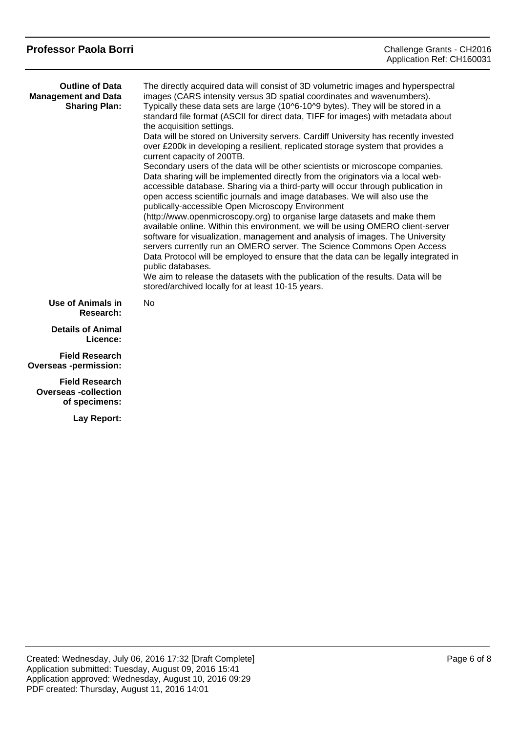**Outline of Data Management and Data Sharing Plan:**

The directly acquired data will consist of 3D volumetric images and hyperspectral images (CARS intensity versus 3D spatial coordinates and wavenumbers). Typically these data sets are large ($10^6$-$10^9$ bytes). They will be stored in a standard file format (ASCII for direct data, TIFF for images) with metadata about the acquisition settings.
Data will be stored on University servers. Cardiff University has recently invested over £200k in developing a resilient, replicated storage system that provides a current capacity of 200TB.
Secondary users of the data will be other scientists or microscope companies. Data sharing will be implemented directly from the originators via a local web-accessible database. Sharing via a third-party will occur through publication in open access scientific journals and image databases. We will also use the publically-accessible Open Microscopy Environment (http://www.openmicroscopy.org) to organise large datasets and make them available online. Within this environment, we will be using OMERO client-server software for visualization, management and analysis of images. The University servers currently run an OMERO server. The Science Commons Open Access Data Protocol will be employed to ensure that the data can be legally integrated in public databases.
We aim to release the datasets with the publication of the results. Data will be stored/archived locally for at least 10-15 years.

**Use of Animals in Research:** No

**Details of Animal Licence:**

**Field Research Overseas -permission:**

**Field Research Overseas -collection of specimens:**

**Lay Report:**

Created: Wednesday, July 06, 2016 17:32 [Draft Complete]
Application submitted: Tuesday, August 09, 2016 15:41
Application approved: Wednesday, August 10, 2016 09:29
PDF created: Thursday, August 11, 2016 14:01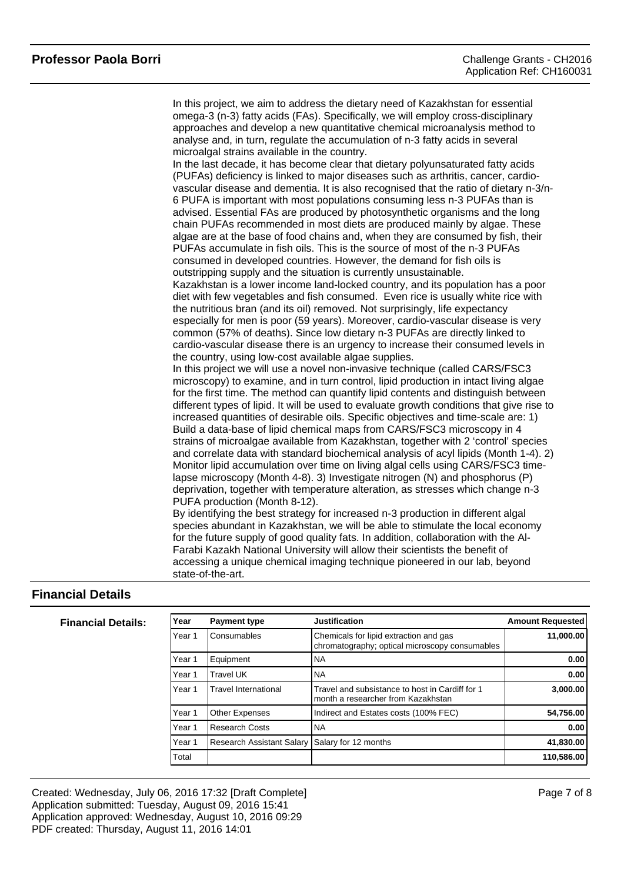In this project, we aim to address the dietary need of Kazakhstan for essential omega-3 (n-3) fatty acids (FAs). Specifically, we will employ cross-disciplinary approaches and develop a new quantitative chemical microanalysis method to analyse and, in turn, regulate the accumulation of n-3 fatty acids in several microalgal strains available in the country.

In the last decade, it has become clear that dietary polyunsaturated fatty acids (PUFAs) deficiency is linked to major diseases such as arthritis, cancer, cardio-vascular disease and dementia. It is also recognised that the ratio of dietary n-3/n-6 PUFA is important with most populations consuming less n-3 PUFAs than is advised. Essential FAs are produced by photosynthetic organisms and the long chain PUFAs recommended in most diets are produced mainly by algae. These algae are at the base of food chains and, when they are consumed by fish, their PUFAs accumulate in fish oils. This is the source of most of the n-3 PUFAs consumed in developed countries. However, the demand for fish oils is outstripping supply and the situation is currently unsustainable.

Kazakhstan is a lower income land-locked country, and its population has a poor diet with few vegetables and fish consumed. Even rice is usually white rice with the nutritious bran (and its oil) removed. Not surprisingly, life expectancy especially for men is poor (59 years). Moreover, cardio-vascular disease is very common (57% of deaths). Since low dietary n-3 PUFAs are directly linked to cardio-vascular disease there is an urgency to increase their consumed levels in the country, using low-cost available algae supplies.

In this project we will use a novel non-invasive technique (called CARS/FSC3 microscopy) to examine, and in turn control, lipid production in intact living algae for the first time. The method can quantify lipid contents and distinguish between different types of lipid. It will be used to evaluate growth conditions that give rise to increased quantities of desirable oils. Specific objectives and time-scale are: 1) Build a data-base of lipid chemical maps from CARS/FSC3 microscopy in 4 strains of microalgae available from Kazakhstan, together with 2 'control' species and correlate data with standard biochemical analysis of acyl lipids (Month 1-4). 2) Monitor lipid accumulation over time on living algal cells using CARS/FSC3 time-lapse microscopy (Month 4-8). 3) Investigate nitrogen (N) and phosphorus (P) deprivation, together with temperature alteration, as stresses which change n-3 PUFA production (Month 8-12).

By identifying the best strategy for increased n-3 production in different algal species abundant in Kazakhstan, we will be able to stimulate the local economy for the future supply of good quality fats. In addition, collaboration with the Al-Farabi Kazakh National University will allow their scientists the benefit of accessing a unique chemical imaging technique pioneered in our lab, beyond state-of-the-art.

## Financial Details

**Financial Details:**

| Year | Payment type | Justification | Amount Requested |
|---|---|---|---|
| Year 1 | Consumables | Chemicals for lipid extraction and gas chromatography; optical microscopy consumables | 11,000.00 |
| Year 1 | Equipment | NA | 0.00 |
| Year 1 | Travel UK | NA | 0.00 |
| Year 1 | Travel International | Travel and subsistance to host in Cardiff for 1 month a researcher from Kazakhstan | 3,000.00 |
| Year 1 | Other Expenses | Indirect and Estates costs (100% FEC) | 54,756.00 |
| Year 1 | Research Costs | NA | 0.00 |
| Year 1 | Research Assistant Salary | Salary for 12 months | 41,830.00 |
| Total | | | 110,586.00 |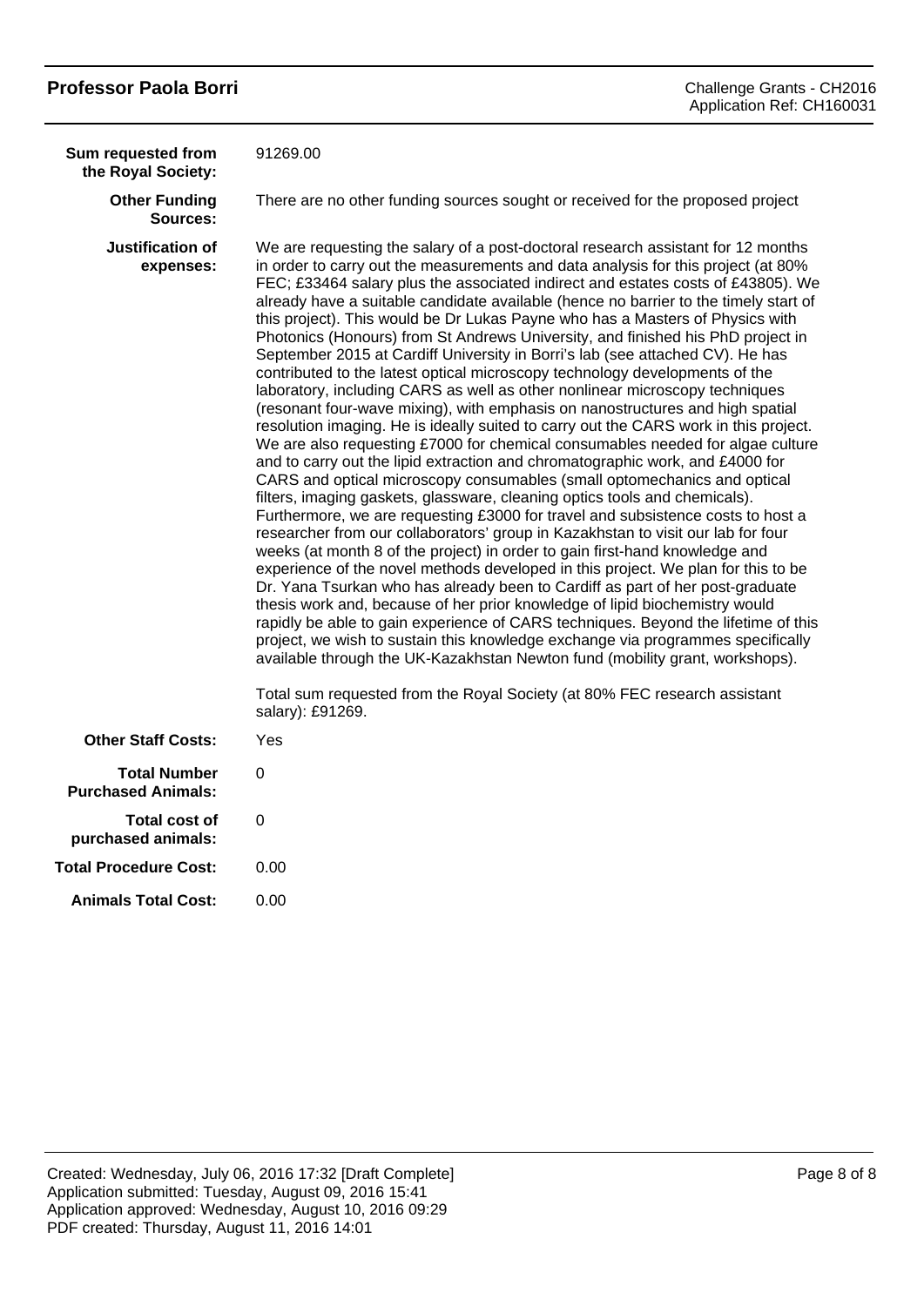**Sum requested from the Royal Society:** 91269.00

**Other Funding Sources:** There are no other funding sources sought or received for the proposed project

**Justification of expenses:** We are requesting the salary of a post-doctoral research assistant for 12 months in order to carry out the measurements and data analysis for this project (at 80% FEC; £33464 salary plus the associated indirect and estates costs of £43805). We already have a suitable candidate available (hence no barrier to the timely start of this project). This would be Dr Lukas Payne who has a Masters of Physics with Photonics (Honours) from St Andrews University, and finished his PhD project in September 2015 at Cardiff University in Borri's lab (see attached CV). He has contributed to the latest optical microscopy technology developments of the laboratory, including CARS as well as other nonlinear microscopy techniques (resonant four-wave mixing), with emphasis on nanostructures and high spatial resolution imaging. He is ideally suited to carry out the CARS work in this project. We are also requesting £7000 for chemical consumables needed for algae culture and to carry out the lipid extraction and chromatographic work, and £4000 for CARS and optical microscopy consumables (small optomechanics and optical filters, imaging gaskets, glassware, cleaning optics tools and chemicals). Furthermore, we are requesting £3000 for travel and subsistence costs to host a researcher from our collaborators' group in Kazakhstan to visit our lab for four weeks (at month 8 of the project) in order to gain first-hand knowledge and experience of the novel methods developed in this project. We plan for this to be Dr. Yana Tsurkan who has already been to Cardiff as part of her post-graduate thesis work and, because of her prior knowledge of lipid biochemistry would rapidly be able to gain experience of CARS techniques. Beyond the lifetime of this project, we wish to sustain this knowledge exchange via programmes specifically available through the UK-Kazakhstan Newton fund (mobility grant, workshops).

Total sum requested from the Royal Society (at 80% FEC research assistant salary): £91269.

**Other Staff Costs:** Yes

**Total Number Purchased Animals:** 0

**Total cost of purchased animals:** 0

**Total Procedure Cost:** 0.00

**Animals Total Cost:** 0.00

Created: Wednesday, July 06, 2016 17:32 [Draft Complete]
Application submitted: Tuesday, August 09, 2016 15:41
Application approved: Wednesday, August 10, 2016 09:29
PDF created: Thursday, August 11, 2016 14:01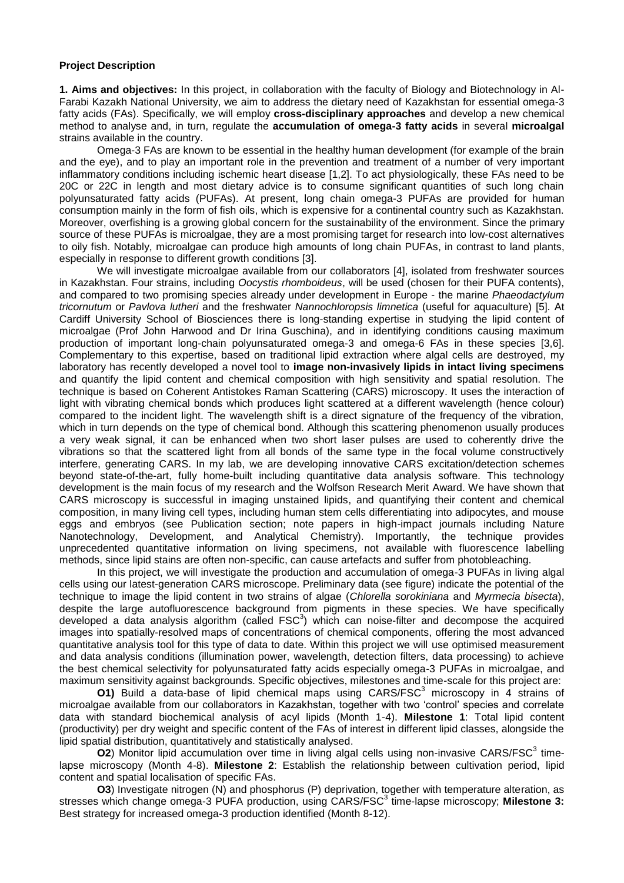**Project Description**

**1. Aims and objectives:** In this project, in collaboration with the faculty of Biology and Biotechnology in Al-Farabi Kazakh National University, we aim to address the dietary need of Kazakhstan for essential omega-3 fatty acids (FAs). Specifically, we will employ **cross-disciplinary approaches** and develop a new chemical method to analyse and, in turn, regulate the **accumulation of omega-3 fatty acids** in several **microalgal** strains available in the country.

Omega-3 FAs are known to be essential in the healthy human development (for example of the brain and the eye), and to play an important role in the prevention and treatment of a number of very important inflammatory conditions including ischemic heart disease [1,2]. To act physiologically, these FAs need to be 20C or 22C in length and most dietary advice is to consume significant quantities of such long chain polyunsaturated fatty acids (PUFAs). At present, long chain omega-3 PUFAs are provided for human consumption mainly in the form of fish oils, which is expensive for a continental country such as Kazakhstan. Moreover, overfishing is a growing global concern for the sustainability of the environment. Since the primary source of these PUFAs is microalgae, they are a most promising target for research into low-cost alternatives to oily fish. Notably, microalgae can produce high amounts of long chain PUFAs, in contrast to land plants, especially in response to different growth conditions [3].

We will investigate microalgae available from our collaborators [4], isolated from freshwater sources in Kazakhstan. Four strains, including *Oocystis rhomboideus*, will be used (chosen for their PUFA contents), and compared to two promising species already under development in Europe - the marine *Phaeodactylum tricornutum* or *Pavlova lutheri* and the freshwater *Nannochloropsis limnetica* (useful for aquaculture) [5]. At Cardiff University School of Biosciences there is long-standing expertise in studying the lipid content of microalgae (Prof John Harwood and Dr Irina Guschina), and in identifying conditions causing maximum production of important long-chain polyunsaturated omega-3 and omega-6 FAs in these species [3,6]. Complementary to this expertise, based on traditional lipid extraction where algal cells are destroyed, my laboratory has recently developed a novel tool to **image non-invasively lipids in intact living specimens** and quantify the lipid content and chemical composition with high sensitivity and spatial resolution. The technique is based on Coherent Antistokes Raman Scattering (CARS) microscopy. It uses the interaction of light with vibrating chemical bonds which produces light scattered at a different wavelength (hence colour) compared to the incident light. The wavelength shift is a direct signature of the frequency of the vibration, which in turn depends on the type of chemical bond. Although this scattering phenomenon usually produces a very weak signal, it can be enhanced when two short laser pulses are used to coherently drive the vibrations so that the scattered light from all bonds of the same type in the focal volume constructively interfere, generating CARS. In my lab, we are developing innovative CARS excitation/detection schemes beyond state-of-the-art, fully home-built including quantitative data analysis software. This technology development is the main focus of my research and the Wolfson Research Merit Award. We have shown that CARS microscopy is successful in imaging unstained lipids, and quantifying their content and chemical composition, in many living cell types, including human stem cells differentiating into adipocytes, and mouse eggs and embryos (see Publication section; note papers in high-impact journals including Nature Nanotechnology, Development, and Analytical Chemistry). Importantly, the technique provides unprecedented quantitative information on living specimens, not available with fluorescence labelling methods, since lipid stains are often non-specific, can cause artefacts and suffer from photobleaching.

In this project, we will investigate the production and accumulation of omega-3 PUFAs in living algal cells using our latest-generation CARS microscope. Preliminary data (see figure) indicate the potential of the technique to image the lipid content in two strains of algae (*Chlorella sorokiniana* and *Myrmecia bisecta*), despite the large autofluorescence background from pigments in these species. We have specifically developed a data analysis algorithm (called $FSC^3$) which can noise-filter and decompose the acquired images into spatially-resolved maps of concentrations of chemical components, offering the most advanced quantitative analysis tool for this type of data to date. Within this project we will use optimised measurement and data analysis conditions (illumination power, wavelength, detection filters, data processing) to achieve the best chemical selectivity for polyunsaturated fatty acids especially omega-3 PUFAs in microalgae, and maximum sensitivity against backgrounds. Specific objectives, milestones and time-scale for this project are:

**O1)** Build a data-base of lipid chemical maps using CARS/$FSC^3$ microscopy in 4 strains of microalgae available from our collaborators in Kazakhstan, together with two 'control' species and correlate data with standard biochemical analysis of acyl lipids (Month 1-4). **Milestone 1**: Total lipid content (productivity) per dry weight and specific content of the FAs of interest in different lipid classes, alongside the lipid spatial distribution, quantitatively and statistically analysed.

**O2**) Monitor lipid accumulation over time in living algal cells using non-invasive CARS/$FSC^3$ time-lapse microscopy (Month 4-8). **Milestone 2**: Establish the relationship between cultivation period, lipid content and spatial localisation of specific FAs.

**O3**) Investigate nitrogen (N) and phosphorus (P) deprivation, together with temperature alteration, as stresses which change omega-3 PUFA production, using CARS/$FSC^3$ time-lapse microscopy; **Milestone 3:** Best strategy for increased omega-3 production identified (Month 8-12).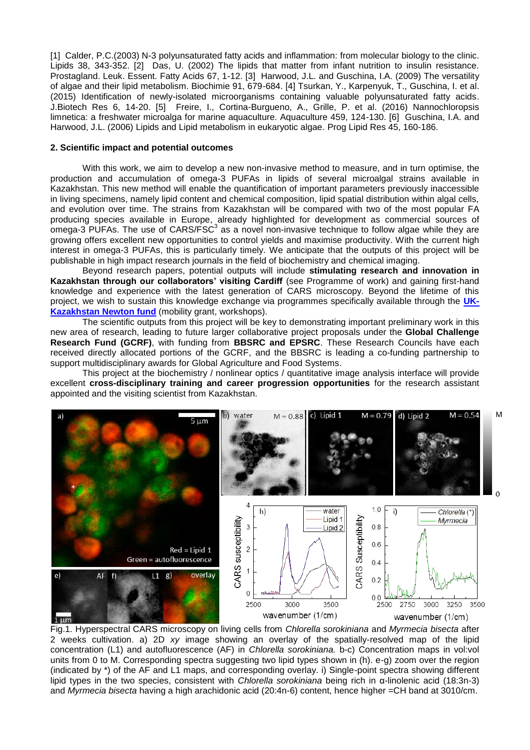[1] Calder, P.C.(2003) N-3 polyunsaturated fatty acids and inflammation: from molecular biology to the clinic. Lipids 38, 343-352. [2] Das, U. (2002) The lipids that matter from infant nutrition to insulin resistance. Prostagland. Leuk. Essent. Fatty Acids 67, 1-12. [3] Harwood, J.L. and Guschina, I.A. (2009) The versatility of algae and their lipid metabolism. Biochimie 91, 679-684. [4] Tsurkan, Y., Karpenyuk, T., Guschina, I. et al. (2015) Identification of newly-isolated microorganisms containing valuable polyunsaturated fatty acids. J.Biotech Res 6, 14-20. [5] Freire, I., Cortina-Burgueno, A., Grille, P. et al. (2016) Nannochloropsis limnetica: a freshwater microalga for marine aquaculture. Aquaculture 459, 124-130. [6] Guschina, I.A. and Harwood, J.L. (2006) Lipids and Lipid metabolism in eukaryotic algae. Prog Lipid Res 45, 160-186.

## 2. Scientific impact and potential outcomes

With this work, we aim to develop a new non-invasive method to measure, and in turn optimise, the production and accumulation of omega-3 PUFAs in lipids of several microalgal strains available in Kazakhstan. This new method will enable the quantification of important parameters previously inaccessible in living specimens, namely lipid content and chemical composition, lipid spatial distribution within algal cells, and evolution over time. The strains from Kazakhstan will be compared with two of the most popular FA producing species available in Europe, already highlighted for development as commercial sources of omega-3 PUFAs. The use of CARS/FSC[3] as a novel non-invasive technique to follow algae while they are growing offers excellent new opportunities to control yields and maximise productivity. With the current high interest in omega-3 PUFAs, this is particularly timely. We anticipate that the outputs of this project will be publishable in high impact research journals in the field of biochemistry and chemical imaging.

Beyond research papers, potential outputs will include **stimulating research and innovation in Kazakhstan through our collaborators' visiting Cardiff** (see Programme of work) and gaining first-hand knowledge and experience with the latest generation of CARS microscopy. Beyond the lifetime of this project, we wish to sustain this knowledge exchange via programmes specifically available through the **UK-Kazakhstan Newton fund** (mobility grant, workshops).

The scientific outputs from this project will be key to demonstrating important preliminary work in this new area of research, leading to future larger collaborative project proposals under the **Global Challenge Research Fund (GCRF)**, with funding from **BBSRC and EPSRC**. These Research Councils have each received directly allocated portions of the GCRF, and the BBSRC is leading a co-funding partnership to support multidisciplinary awards for Global Agriculture and Food Systems.

This project at the biochemistry / nonlinear optics / quantitative image analysis interface will provide excellent **cross-disciplinary training and career progression opportunities** for the research assistant appointed and the visiting scientist from Kazakhstan.

Fig.1. Hyperspectral CARS microscopy on living cells from *Chlorella sorokiniana* and *Myrmecia bisecta* after 2 weeks cultivation. a) 2D *xy* image showing an overlay of the spatially-resolved map of the lipid concentration (L1) and autofluorescence (AF) in *Chlorella sorokiniana.* b-c) Concentration maps in vol:vol units from 0 to M. Corresponding spectra suggesting two lipid types shown in (h). e-g) zoom over the region (indicated by *) of the AF and L1 maps, and corresponding overlay. i) Single-point spectra showing different lipid types in the two species, consistent with *Chlorella sorokiniana* being rich in α-linolenic acid (18:3n-3) and *Myrmecia bisecta* having a high arachidonic acid (20:4n-6) content, hence higher =CH band at 3010/cm.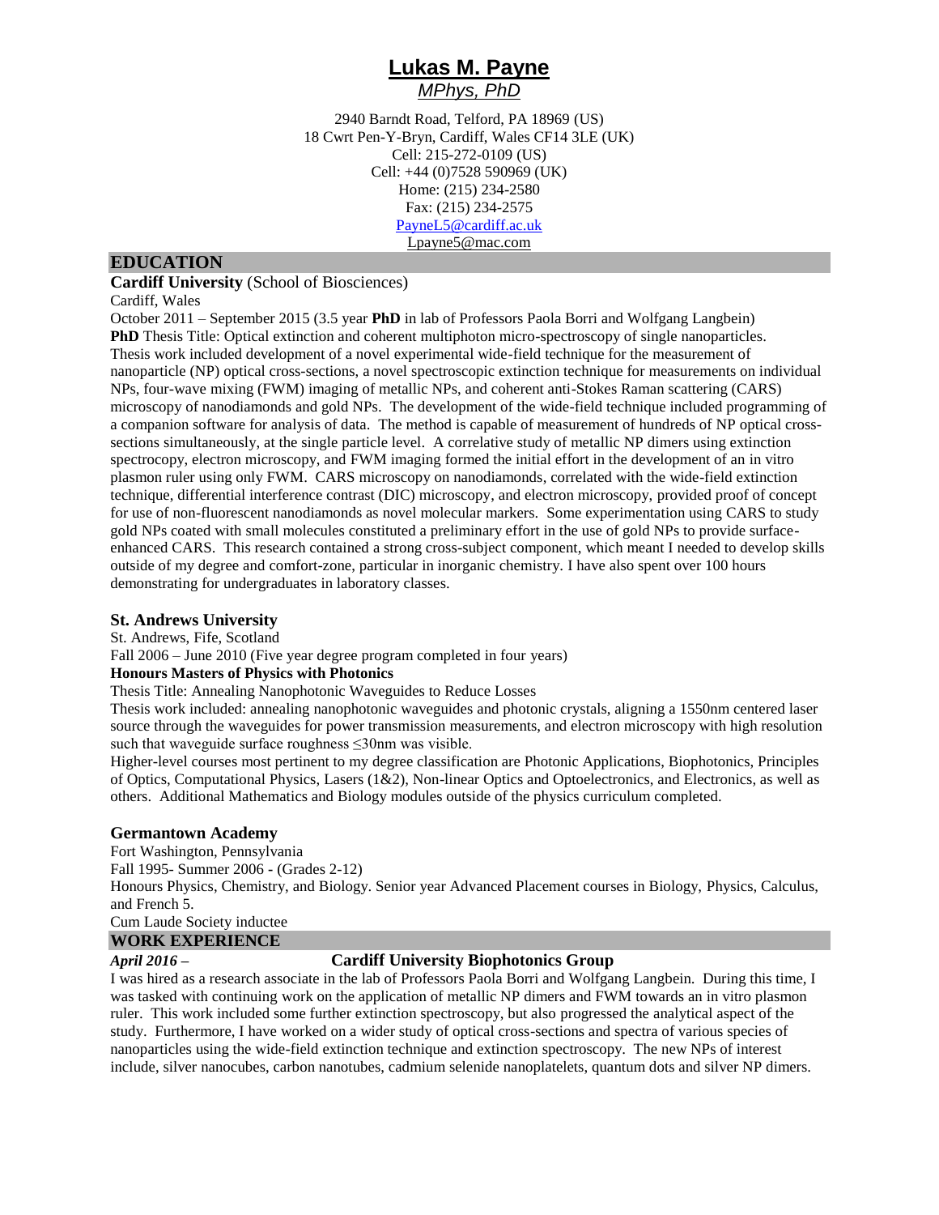# Lukas M. Payne

*MPhys, PhD*

2940 Barndt Road, Telford, PA 18969 (US)
18 Cwrt Pen-Y-Bryn, Cardiff, Wales CF14 3LE (UK)
Cell: 215-272-0109 (US)
Cell: +44 (0)7528 590969 (UK)
Home: (215) 234-2580
Fax: (215) 234-2575
PayneL5@cardiff.ac.uk
Lpayne5@mac.com

## EDUCATION

**Cardiff University** (School of Biosciences)
Cardiff, Wales
October 2011 – September 2015 (3.5 year **PhD** in lab of Professors Paola Borri and Wolfgang Langbein)
**PhD** Thesis Title: Optical extinction and coherent multiphoton micro-spectroscopy of single nanoparticles.
Thesis work included development of a novel experimental wide-field technique for the measurement of nanoparticle (NP) optical cross-sections, a novel spectroscopic extinction technique for measurements on individual NPs, four-wave mixing (FWM) imaging of metallic NPs, and coherent anti-Stokes Raman scattering (CARS) microscopy of nanodiamonds and gold NPs. The development of the wide-field technique included programming of a companion software for analysis of data. The method is capable of measurement of hundreds of NP optical cross-sections simultaneously, at the single particle level. A correlative study of metallic NP dimers using extinction spectrocopy, electron microscopy, and FWM imaging formed the initial effort in the development of an in vitro plasmon ruler using only FWM. CARS microscopy on nanodiamonds, correlated with the wide-field extinction technique, differential interference contrast (DIC) microscopy, and electron microscopy, provided proof of concept for use of non-fluorescent nanodiamonds as novel molecular markers. Some experimentation using CARS to study gold NPs coated with small molecules constituted a preliminary effort in the use of gold NPs to provide surface-enhanced CARS. This research contained a strong cross-subject component, which meant I needed to develop skills outside of my degree and comfort-zone, particular in inorganic chemistry. I have also spent over 100 hours demonstrating for undergraduates in laboratory classes.

**St. Andrews University**
St. Andrews, Fife, Scotland
Fall 2006 – June 2010 (Five year degree program completed in four years)
**Honours Masters of Physics with Photonics**
Thesis Title: Annealing Nanophotonic Waveguides to Reduce Losses
Thesis work included: annealing nanophotonic waveguides and photonic crystals, aligning a 1550nm centered laser source through the waveguides for power transmission measurements, and electron microscopy with high resolution such that waveguide surface roughness ≤30nm was visible.
Higher-level courses most pertinent to my degree classification are Photonic Applications, Biophotonics, Principles of Optics, Computational Physics, Lasers (1&2), Non-linear Optics and Optoelectronics, and Electronics, as well as others. Additional Mathematics and Biology modules outside of the physics curriculum completed.

**Germantown Academy**
Fort Washington, Pennsylvania
Fall 1995- Summer 2006 - (Grades 2-12)
Honours Physics, Chemistry, and Biology. Senior year Advanced Placement courses in Biology, Physics, Calculus, and French 5.
Cum Laude Society inductee

## WORK EXPERIENCE

***April 2016 –*** **Cardiff University Biophotonics Group**
I was hired as a research associate in the lab of Professors Paola Borri and Wolfgang Langbein. During this time, I was tasked with continuing work on the application of metallic NP dimers and FWM towards an in vitro plasmon ruler. This work included some further extinction spectroscopy, but also progressed the analytical aspect of the study. Furthermore, I have worked on a wider study of optical cross-sections and spectra of various species of nanoparticles using the wide-field extinction technique and extinction spectroscopy. The new NPs of interest include, silver nanocubes, carbon nanotubes, cadmium selenide nanoplatelets, quantum dots and silver NP dimers.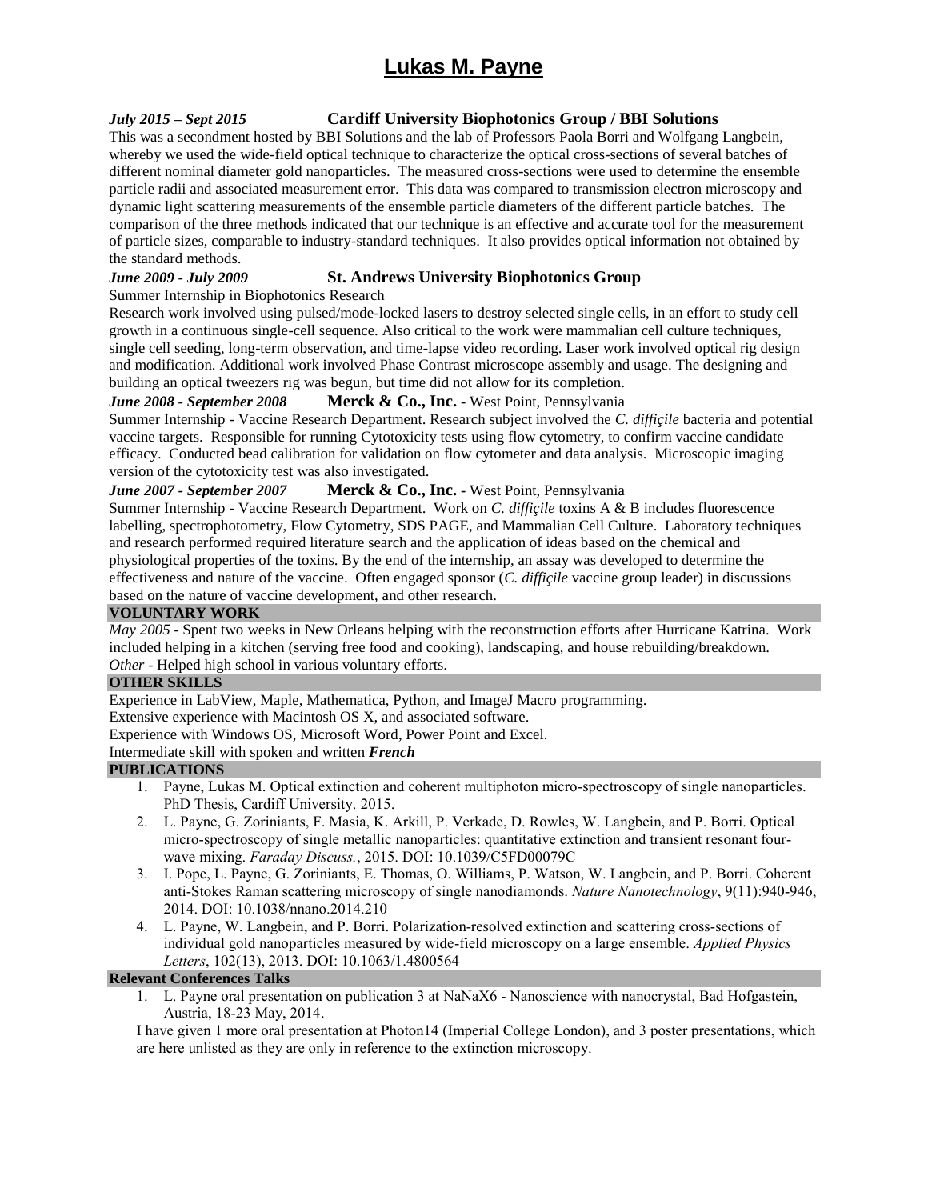# Lukas M. Payne

***July 2015 – Sept 2015*** **Cardiff University Biophotonics Group / BBI Solutions**

This was a secondment hosted by BBI Solutions and the lab of Professors Paola Borri and Wolfgang Langbein, whereby we used the wide-field optical technique to characterize the optical cross-sections of several batches of different nominal diameter gold nanoparticles. The measured cross-sections were used to determine the ensemble particle radii and associated measurement error. This data was compared to transmission electron microscopy and dynamic light scattering measurements of the ensemble particle diameters of the different particle batches. The comparison of the three methods indicated that our technique is an effective and accurate tool for the measurement of particle sizes, comparable to industry-standard techniques. It also provides optical information not obtained by the standard methods.

***June 2009 - July 2009*** **St. Andrews University Biophotonics Group**

Summer Internship in Biophotonics Research

Research work involved using pulsed/mode-locked lasers to destroy selected single cells, in an effort to study cell growth in a continuous single-cell sequence. Also critical to the work were mammalian cell culture techniques, single cell seeding, long-term observation, and time-lapse video recording. Laser work involved optical rig design and modification. Additional work involved Phase Contrast microscope assembly and usage. The designing and building an optical tweezers rig was begun, but time did not allow for its completion.

***June 2008 - September 2008*** **Merck & Co., Inc.** - West Point, Pennsylvania

Summer Internship - Vaccine Research Department. Research subject involved the *C. difficile* bacteria and potential vaccine targets. Responsible for running Cytotoxicity tests using flow cytometry, to confirm vaccine candidate efficacy. Conducted bead calibration for validation on flow cytometer and data analysis. Microscopic imaging version of the cytotoxicity test was also investigated.

***June 2007 - September 2007*** **Merck & Co., Inc.** - West Point, Pennsylvania

Summer Internship - Vaccine Research Department. Work on *C. difficile* toxins A & B includes fluorescence labelling, spectrophotometry, Flow Cytometry, SDS PAGE, and Mammalian Cell Culture. Laboratory techniques and research performed required literature search and the application of ideas based on the chemical and physiological properties of the toxins. By the end of the internship, an assay was developed to determine the effectiveness and nature of the vaccine. Often engaged sponsor (*C. difficile* vaccine group leader) in discussions based on the nature of vaccine development, and other research.

## VOLUNTARY WORK

*May 2005* - Spent two weeks in New Orleans helping with the reconstruction efforts after Hurricane Katrina. Work included helping in a kitchen (serving free food and cooking), landscaping, and house rebuilding/breakdown.
*Other* - Helped high school in various voluntary efforts.

## OTHER SKILLS

Experience in LabView, Maple, Mathematica, Python, and ImageJ Macro programming.
Extensive experience with Macintosh OS X, and associated software.
Experience with Windows OS, Microsoft Word, Power Point and Excel.
Intermediate skill with spoken and written ***French***

## PUBLICATIONS

1. Payne, Lukas M. Optical extinction and coherent multiphoton micro-spectroscopy of single nanoparticles. PhD Thesis, Cardiff University. 2015.
2. L. Payne, G. Zoriniants, F. Masia, K. Arkill, P. Verkade, D. Rowles, W. Langbein, and P. Borri. Optical micro-spectroscopy of single metallic nanoparticles: quantitative extinction and transient resonant four-wave mixing. *Faraday Discuss.*, 2015. DOI: 10.1039/C5FD00079C
3. I. Pope, L. Payne, G. Zoriniants, E. Thomas, O. Williams, P. Watson, W. Langbein, and P. Borri. Coherent anti-Stokes Raman scattering microscopy of single nanodiamonds. *Nature Nanotechnology*, 9(11):940-946, 2014. DOI: 10.1038/nnano.2014.210
4. L. Payne, W. Langbein, and P. Borri. Polarization-resolved extinction and scattering cross-sections of individual gold nanoparticles measured by wide-field microscopy on a large ensemble. *Applied Physics Letters*, 102(13), 2013. DOI: 10.1063/1.4800564

## Relevant Conferences Talks

1. L. Payne oral presentation on publication 3 at NaNaX6 - Nanoscience with nanocrystal, Bad Hofgastein, Austria, 18-23 May, 2014.

I have given 1 more oral presentation at Photon14 (Imperial College London), and 3 poster presentations, which are here unlisted as they are only in reference to the extinction microscopy.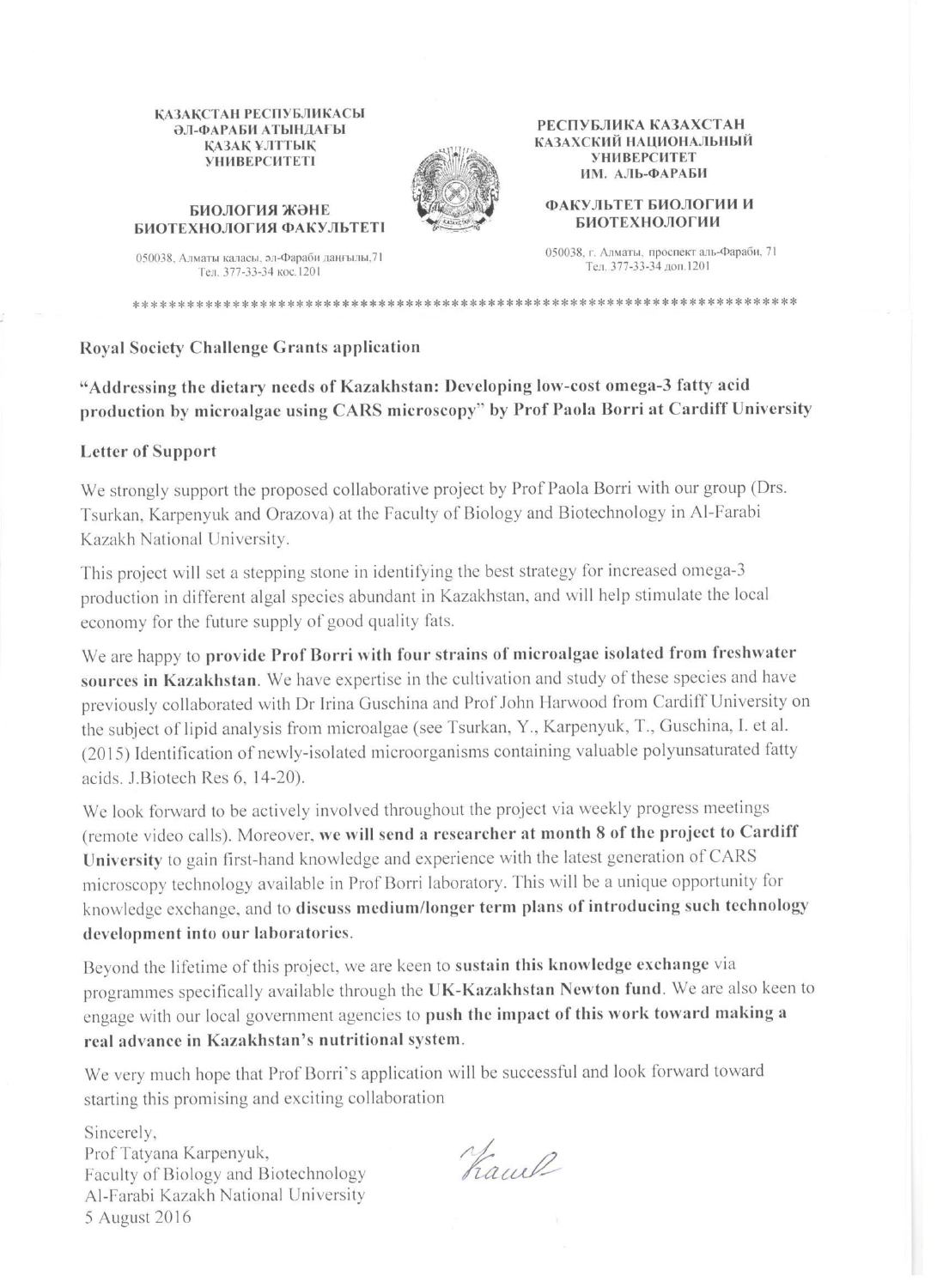ҚАЗАҚСТАН РЕСПУБЛИКАСЫ
ӘЛ-ФАРАБИ АТЫНДАҒЫ
ҚАЗАҚ ҰЛТТЫҚ
УНИВЕРСИТЕТІ

БИОЛОГИЯ ЖӘНЕ
БИОТЕХНОЛОГИЯ ФАКУЛЬТЕТІ

050038, Алматы каласы, әл-Фараби даңғылы,71
Тел. 377-33-34 кос.1201

РЕСПУБЛИКА КАЗАХСТАН
КАЗАХСКИЙ НАЦИОНАЛЬНЫЙ
УНИВЕРСИТЕТ
ИМ. АЛЬ-ФАРАБИ

ФАКУЛЬТЕТ БИОЛОГИИ И
БИОТЕХНОЛОГИИ

050038, г. Алматы, проспект аль-Фараби, 71
Тел. 377-33-34 доп.1201

***********************************************************************

**Royal Society Challenge Grants application**

**"Addressing the dietary needs of Kazakhstan: Developing low-cost omega-3 fatty acid production by microalgae using CARS microscopy" by Prof Paola Borri at Cardiff University**

**Letter of Support**

We strongly support the proposed collaborative project by Prof Paola Borri with our group (Drs. Tsurkan, Karpenyuk and Orazova) at the Faculty of Biology and Biotechnology in Al-Farabi Kazakh National University.

This project will set a stepping stone in identifying the best strategy for increased omega-3 production in different algal species abundant in Kazakhstan, and will help stimulate the local economy for the future supply of good quality fats.

We are happy to **provide Prof Borri with four strains of microalgae isolated from freshwater sources in Kazakhstan**. We have expertise in the cultivation and study of these species and have previously collaborated with Dr Irina Guschina and Prof John Harwood from Cardiff University on the subject of lipid analysis from microalgae (see Tsurkan, Y., Karpenyuk, T., Guschina, I. et al. (2015) Identification of newly-isolated microorganisms containing valuable polyunsaturated fatty acids. J.Biotech Res 6, 14-20).

We look forward to be actively involved throughout the project via weekly progress meetings (remote video calls). Moreover, **we will send a researcher at month 8 of the project to Cardiff University** to gain first-hand knowledge and experience with the latest generation of CARS microscopy technology available in Prof Borri laboratory. This will be a unique opportunity for knowledge exchange, and to **discuss medium/longer term plans of introducing such technology development into our laboratories**.

Beyond the lifetime of this project, we are keen to **sustain this knowledge exchange** via programmes specifically available through the **UK-Kazakhstan Newton fund**. We are also keen to engage with our local government agencies to **push the impact of this work toward making a real advance in Kazakhstan's nutritional system**.

We very much hope that Prof Borri's application will be successful and look forward toward starting this promising and exciting collaboration

Sincerely,
Prof Tatyana Karpenyuk,
Faculty of Biology and Biotechnology
Al-Farabi Kazakh National University
5 August 2016